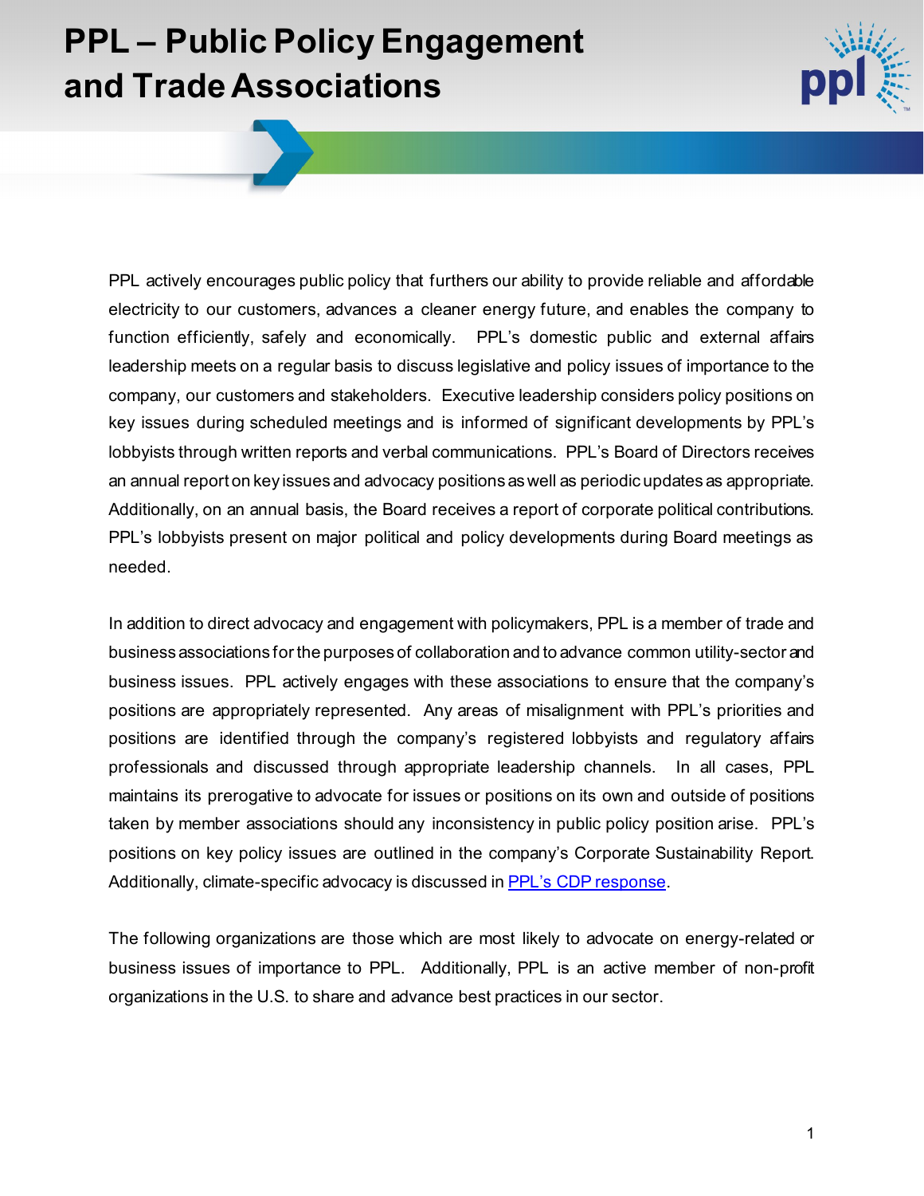# PPL – Public Policy Engagement and Trade Associations

PPL actively encourages public policy that furthers our ability to provide reliable and affordable electricity to our customers, advances a cleaner energy future, and enables the company to function efficiently, safely and economically. PPL's domestic public and external affairs leadership meets on a regular basis to discuss legislative and policy issues of importance to the company, our customers and stakeholders. Executive leadership considers policy positions on key issues during scheduled meetings and is informed of significant developments by PPL's lobbyists through written reports and verbal communications. PPL's Board of Directors receives an annual report on key issues and advocacy positions as well as periodic updates as appropriate. Additionally, on an annual basis, the Board receives a report of corporate political contributions. PPL's lobbyists present on major political and policy developments during Board meetings as needed.

In addition to direct advocacy and engagement with policymakers, PPL is a member of trade and business associations for the purposes of collaboration and to advance common utility-sector and business issues. PPL actively engages with these associations to ensure that the company's positions are appropriately represented. Any areas of misalignment with PPL's priorities and positions are identified through the company's registered lobbyists and regulatory affairs professionals and discussed through appropriate leadership channels. In all cases, PPL maintains its prerogative to advocate for issues or positions on its own and outside of positions taken by member associations should any inconsistency in public policy position arise. PPL's positions on key policy issues are outlined in the company's Corporate Sustainability Report. Additionally, climate-specific advocacy is discussed in PPL's CDP response.

The following organizations are those which are most likely to advocate on energy-related or business issues of importance to PPL. Additionally, PPL is an active member of non-profit organizations in the U.S. to share and advance best practices in our sector.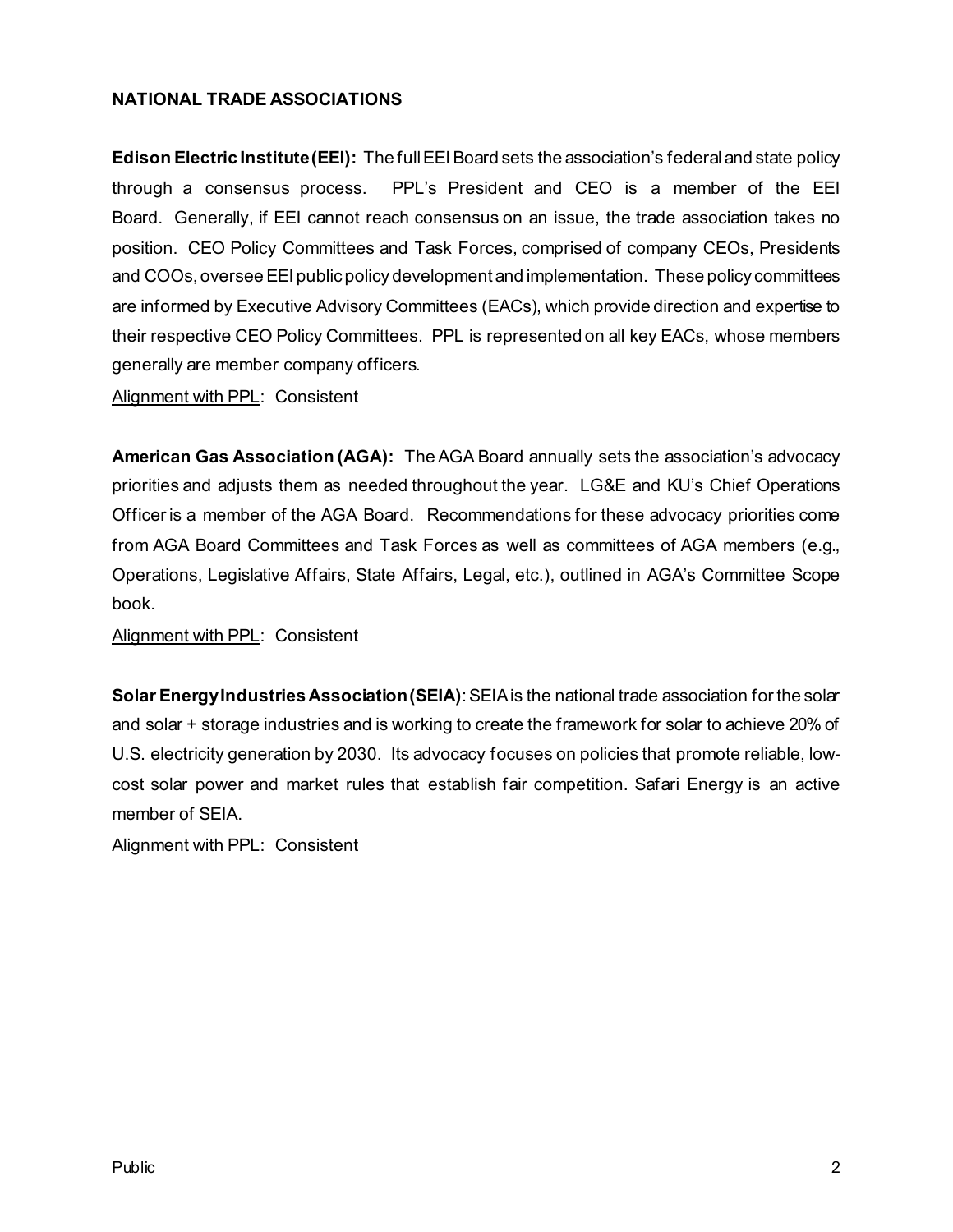## NATIONAL TRADE ASSOCIATIONS

**Edison Electric Institute (EEI):** The full EEI Board sets the association's federal and state policy through a consensus process. PPL's President and CEO is a member of the EEI Board. Generally, if EEI cannot reach consensus on an issue, the trade association takes no position. CEO Policy Committees and Task Forces, comprised of company CEOs, Presidents and COOs, oversee EEI public policy development and implementation. These policy committees are informed by Executive Advisory Committees (EACs), which provide direction and expertise to their respective CEO Policy Committees. PPL is represented on all key EACs, whose members generally are member company officers.

Alignment with PPL: Consistent

**American Gas Association (AGA):** The AGA Board annually sets the association's advocacy priorities and adjusts them as needed throughout the year. LG&E and KU's Chief Operations Officer is a member of the AGA Board. Recommendations for these advocacy priorities come from AGA Board Committees and Task Forces as well as committees of AGA members (e.g., Operations, Legislative Affairs, State Affairs, Legal, etc.), outlined in AGA's Committee Scope book.

Alignment with PPL: Consistent

**Solar Energy Industries Association (SEIA)**: SEIA is the national trade association for the solar and solar + storage industries and is working to create the framework for solar to achieve 20% of U.S. electricity generation by 2030. Its advocacy focuses on policies that promote reliable, low-cost solar power and market rules that establish fair competition. Safari Energy is an active member of SEIA.

Alignment with PPL: Consistent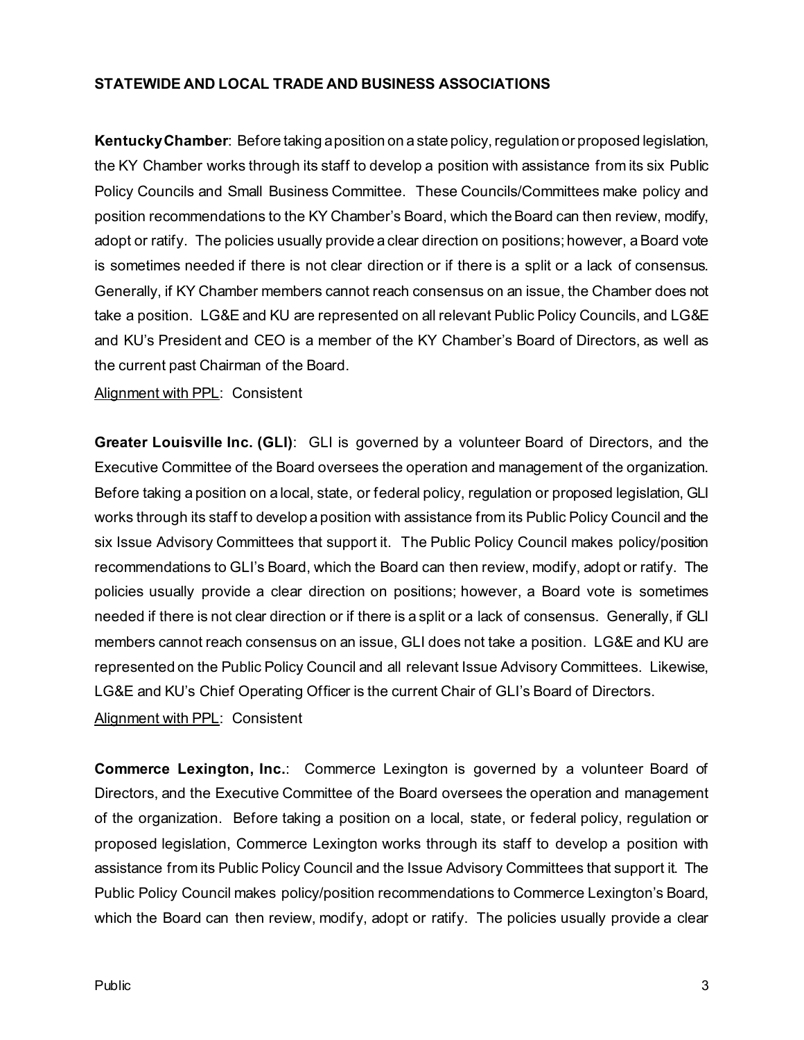**STATEWIDE AND LOCAL TRADE AND BUSINESS ASSOCIATIONS**

**Kentucky Chamber**: Before taking a position on a state policy, regulation or proposed legislation, the KY Chamber works through its staff to develop a position with assistance from its six Public Policy Councils and Small Business Committee. These Councils/Committees make policy and position recommendations to the KY Chamber's Board, which the Board can then review, modify, adopt or ratify. The policies usually provide a clear direction on positions; however, a Board vote is sometimes needed if there is not clear direction or if there is a split or a lack of consensus. Generally, if KY Chamber members cannot reach consensus on an issue, the Chamber does not take a position. LG&E and KU are represented on all relevant Public Policy Councils, and LG&E and KU's President and CEO is a member of the KY Chamber's Board of Directors, as well as the current past Chairman of the Board.

Alignment with PPL: Consistent

**Greater Louisville Inc. (GLI)**: GLI is governed by a volunteer Board of Directors, and the Executive Committee of the Board oversees the operation and management of the organization. Before taking a position on a local, state, or federal policy, regulation or proposed legislation, GLI works through its staff to develop a position with assistance from its Public Policy Council and the six Issue Advisory Committees that support it. The Public Policy Council makes policy/position recommendations to GLI's Board, which the Board can then review, modify, adopt or ratify. The policies usually provide a clear direction on positions; however, a Board vote is sometimes needed if there is not clear direction or if there is a split or a lack of consensus. Generally, if GLI members cannot reach consensus on an issue, GLI does not take a position. LG&E and KU are represented on the Public Policy Council and all relevant Issue Advisory Committees. Likewise, LG&E and KU's Chief Operating Officer is the current Chair of GLI's Board of Directors.

Alignment with PPL: Consistent

**Commerce Lexington, Inc.**: Commerce Lexington is governed by a volunteer Board of Directors, and the Executive Committee of the Board oversees the operation and management of the organization. Before taking a position on a local, state, or federal policy, regulation or proposed legislation, Commerce Lexington works through its staff to develop a position with assistance from its Public Policy Council and the Issue Advisory Committees that support it. The Public Policy Council makes policy/position recommendations to Commerce Lexington's Board, which the Board can then review, modify, adopt or ratify. The policies usually provide a clear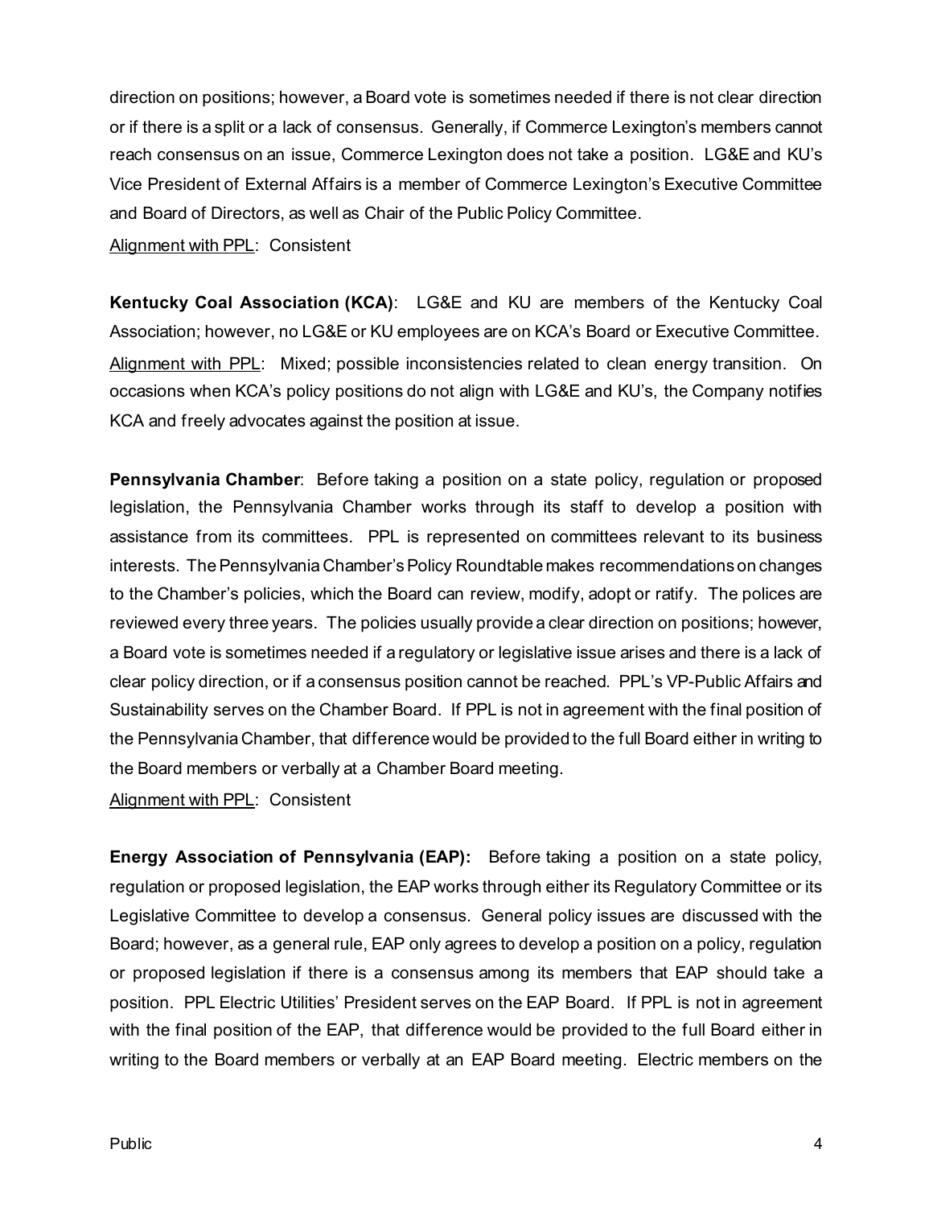direction on positions; however, a Board vote is sometimes needed if there is not clear direction or if there is a split or a lack of consensus. Generally, if Commerce Lexington's members cannot reach consensus on an issue, Commerce Lexington does not take a position. LG&E and KU's Vice President of External Affairs is a member of Commerce Lexington's Executive Committee and Board of Directors, as well as Chair of the Public Policy Committee.

<u>Alignment with PPL</u>: Consistent

**Kentucky Coal Association (KCA)**: LG&E and KU are members of the Kentucky Coal Association; however, no LG&E or KU employees are on KCA's Board or Executive Committee.

<u>Alignment with PPL</u>: Mixed; possible inconsistencies related to clean energy transition. On occasions when KCA's policy positions do not align with LG&E and KU's, the Company notifies KCA and freely advocates against the position at issue.

**Pennsylvania Chamber**: Before taking a position on a state policy, regulation or proposed legislation, the Pennsylvania Chamber works through its staff to develop a position with assistance from its committees. PPL is represented on committees relevant to its business interests. The Pennsylvania Chamber's Policy Roundtable makes recommendations on changes to the Chamber's policies, which the Board can review, modify, adopt or ratify. The polices are reviewed every three years. The policies usually provide a clear direction on positions; however, a Board vote is sometimes needed if a regulatory or legislative issue arises and there is a lack of clear policy direction, or if a consensus position cannot be reached. PPL's VP-Public Affairs and Sustainability serves on the Chamber Board. If PPL is not in agreement with the final position of the Pennsylvania Chamber, that difference would be provided to the full Board either in writing to the Board members or verbally at a Chamber Board meeting.

<u>Alignment with PPL</u>: Consistent

**Energy Association of Pennsylvania (EAP):** Before taking a position on a state policy, regulation or proposed legislation, the EAP works through either its Regulatory Committee or its Legislative Committee to develop a consensus. General policy issues are discussed with the Board; however, as a general rule, EAP only agrees to develop a position on a policy, regulation or proposed legislation if there is a consensus among its members that EAP should take a position. PPL Electric Utilities' President serves on the EAP Board. If PPL is not in agreement with the final position of the EAP, that difference would be provided to the full Board either in writing to the Board members or verbally at an EAP Board meeting. Electric members on the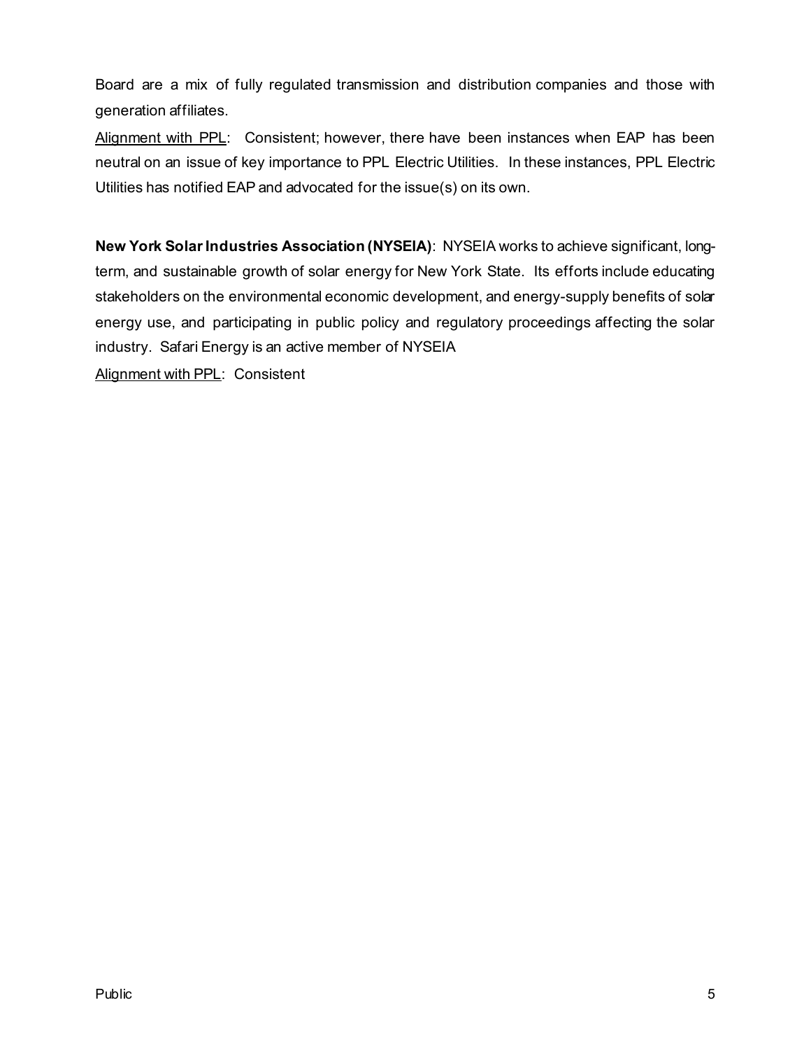Board are a mix of fully regulated transmission and distribution companies and those with generation affiliates.

Alignment with PPL: Consistent; however, there have been instances when EAP has been neutral on an issue of key importance to PPL Electric Utilities. In these instances, PPL Electric Utilities has notified EAP and advocated for the issue(s) on its own.

**New York Solar Industries Association (NYSEIA)**: NYSEIA works to achieve significant, long-term, and sustainable growth of solar energy for New York State. Its efforts include educating stakeholders on the environmental economic development, and energy-supply benefits of solar energy use, and participating in public policy and regulatory proceedings affecting the solar industry. Safari Energy is an active member of NYSEIA

Alignment with PPL: Consistent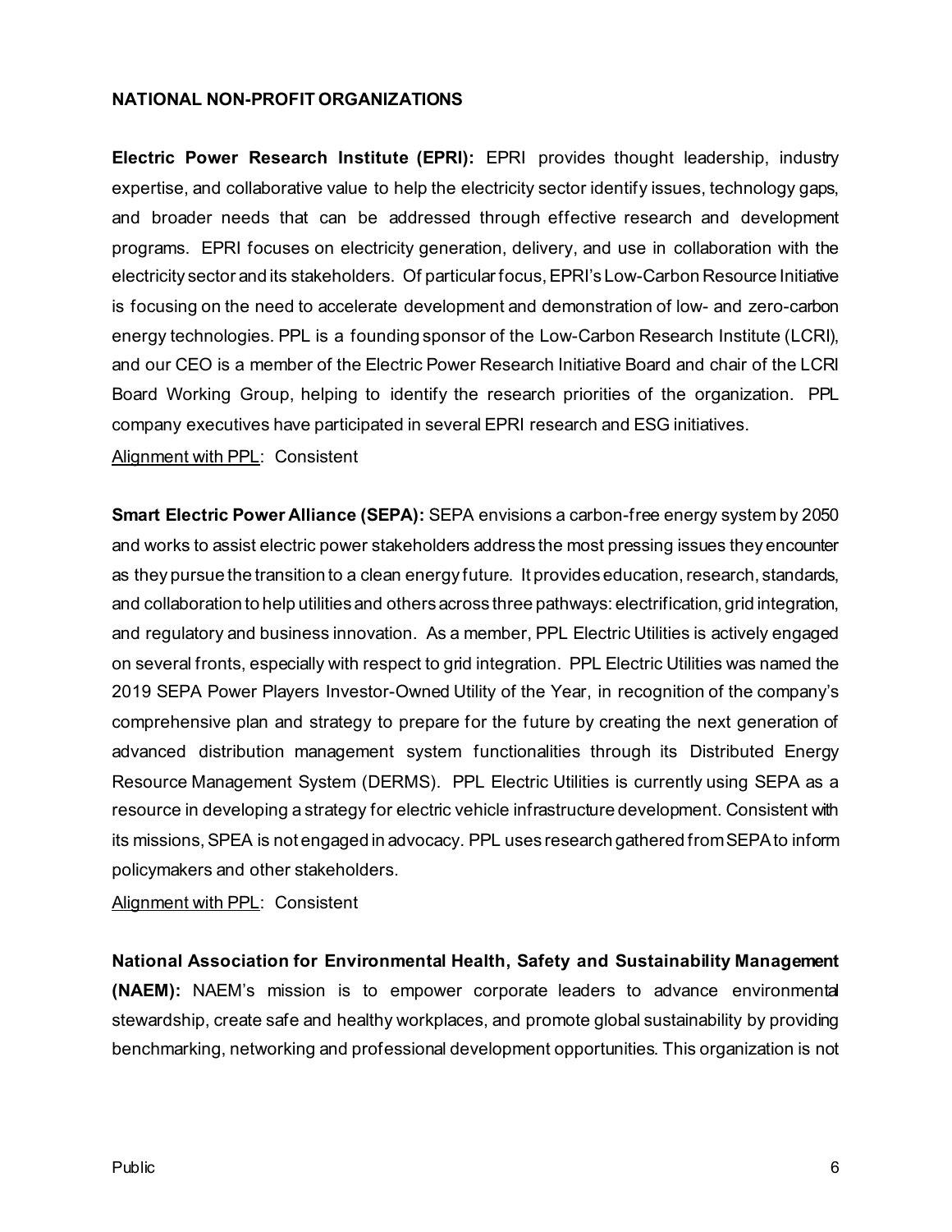**NATIONAL NON-PROFIT ORGANIZATIONS**

**Electric Power Research Institute (EPRI):** EPRI provides thought leadership, industry expertise, and collaborative value to help the electricity sector identify issues, technology gaps, and broader needs that can be addressed through effective research and development programs. EPRI focuses on electricity generation, delivery, and use in collaboration with the electricity sector and its stakeholders. Of particular focus, EPRI's Low-Carbon Resource Initiative is focusing on the need to accelerate development and demonstration of low- and zero-carbon energy technologies. PPL is a founding sponsor of the Low-Carbon Research Institute (LCRI), and our CEO is a member of the Electric Power Research Initiative Board and chair of the LCRI Board Working Group, helping to identify the research priorities of the organization. PPL company executives have participated in several EPRI research and ESG initiatives.

Alignment with PPL: Consistent

**Smart Electric Power Alliance (SEPA):** SEPA envisions a carbon-free energy system by 2050 and works to assist electric power stakeholders address the most pressing issues they encounter as they pursue the transition to a clean energy future. It provides education, research, standards, and collaboration to help utilities and others across three pathways: electrification, grid integration, and regulatory and business innovation. As a member, PPL Electric Utilities is actively engaged on several fronts, especially with respect to grid integration. PPL Electric Utilities was named the 2019 SEPA Power Players Investor-Owned Utility of the Year, in recognition of the company's comprehensive plan and strategy to prepare for the future by creating the next generation of advanced distribution management system functionalities through its Distributed Energy Resource Management System (DERMS). PPL Electric Utilities is currently using SEPA as a resource in developing a strategy for electric vehicle infrastructure development. Consistent with its missions, SPEA is not engaged in advocacy. PPL uses research gathered from SEPA to inform policymakers and other stakeholders.

Alignment with PPL: Consistent

**National Association for Environmental Health, Safety and Sustainability Management (NAEM):** NAEM's mission is to empower corporate leaders to advance environmental stewardship, create safe and healthy workplaces, and promote global sustainability by providing benchmarking, networking and professional development opportunities. This organization is not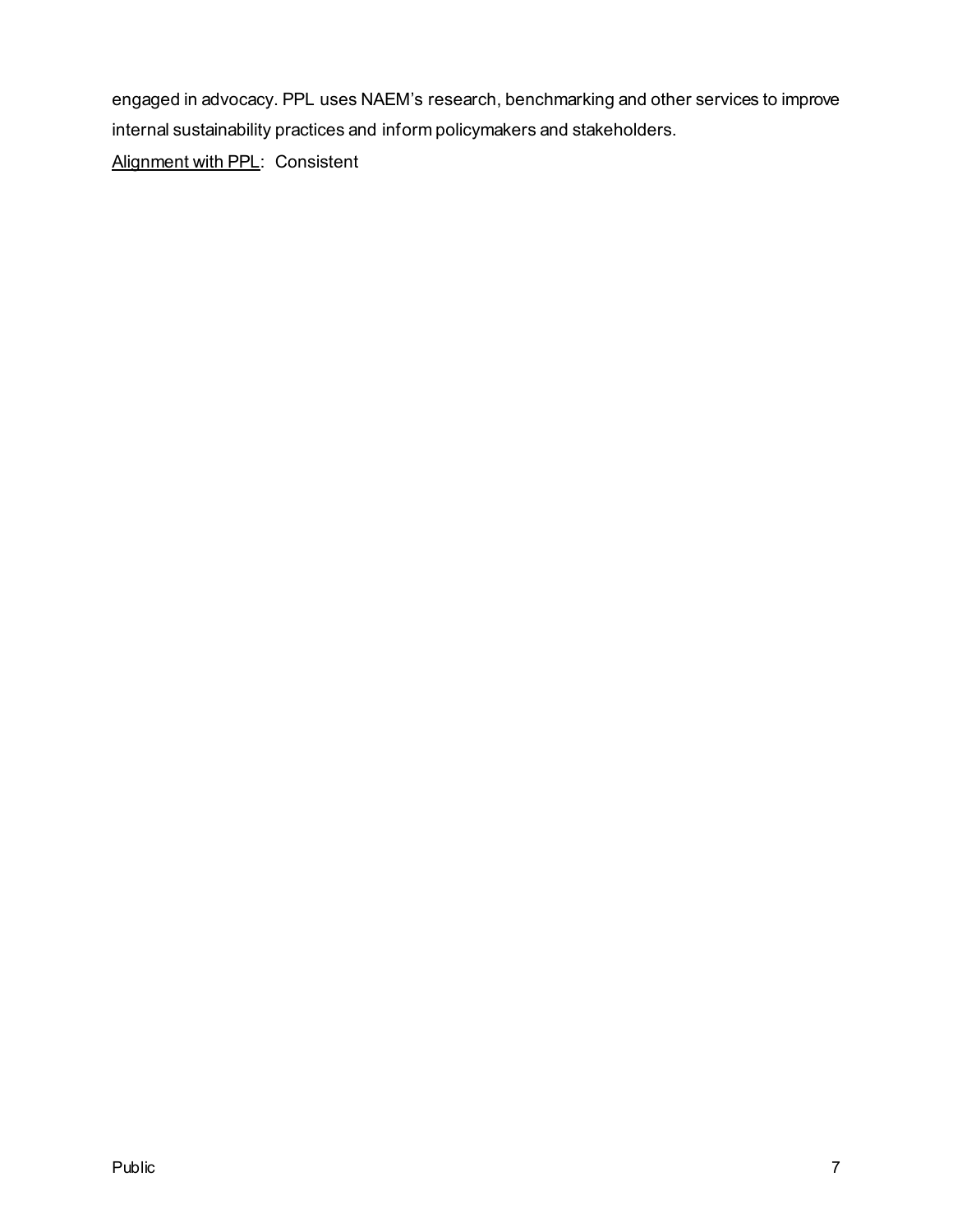engaged in advocacy. PPL uses NAEM's research, benchmarking and other services to improve internal sustainability practices and inform policymakers and stakeholders.

<u>Alignment with PPL</u>: Consistent